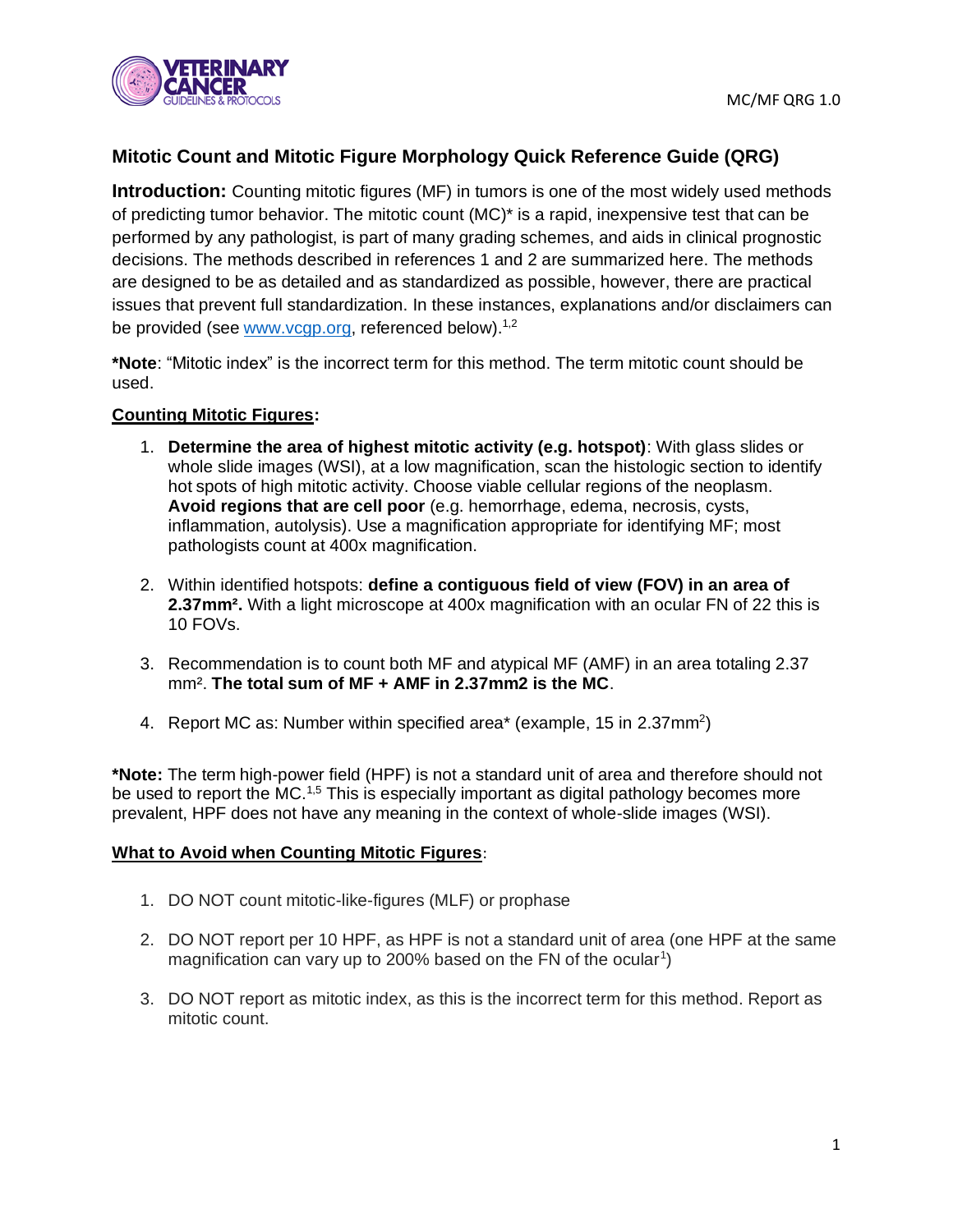# Mitotic Count and Mitotic Figure Morphology Quick Reference Guide (QRG)

**Introduction:** Counting mitotic figures (MF) in tumors is one of the most widely used methods of predicting tumor behavior. The mitotic count (MC)* is a rapid, inexpensive test that can be performed by any pathologist, is part of many grading schemes, and aids in clinical prognostic decisions. The methods described in references 1 and 2 are summarized here. The methods are designed to be as detailed and as standardized as possible, however, there are practical issues that prevent full standardization. In these instances, explanations and/or disclaimers can be provided (see www.vcgp.org, referenced below).[1,2]

***Note**: "Mitotic index" is the incorrect term for this method. The term mitotic count should be used.

## Counting Mitotic Figures:

1. **Determine the area of highest mitotic activity (e.g. hotspot)**: With glass slides or whole slide images (WSI), at a low magnification, scan the histologic section to identify hot spots of high mitotic activity. Choose viable cellular regions of the neoplasm. **Avoid regions that are cell poor** (e.g. hemorrhage, edema, necrosis, cysts, inflammation, autolysis). Use a magnification appropriate for identifying MF; most pathologists count at 400x magnification.

2. Within identified hotspots: **define a contiguous field of view (FOV) in an area of 2.37mm².** With a light microscope at 400x magnification with an ocular FN of 22 this is 10 FOVs.

3. Recommendation is to count both MF and atypical MF (AMF) in an area totaling 2.37 mm². **The total sum of MF + AMF in 2.37mm2 is the MC**.

4. Report MC as: Number within specified area* (example, 15 in 2.37mm²)

***Note:** The term high-power field (HPF) is not a standard unit of area and therefore should not be used to report the MC.[1,5] This is especially important as digital pathology becomes more prevalent, HPF does not have any meaning in the context of whole-slide images (WSI).

## What to Avoid when Counting Mitotic Figures:

1. DO NOT count mitotic-like-figures (MLF) or prophase

2. DO NOT report per 10 HPF, as HPF is not a standard unit of area (one HPF at the same magnification can vary up to 200% based on the FN of the ocular[1])

3. DO NOT report as mitotic index, as this is the incorrect term for this method. Report as mitotic count.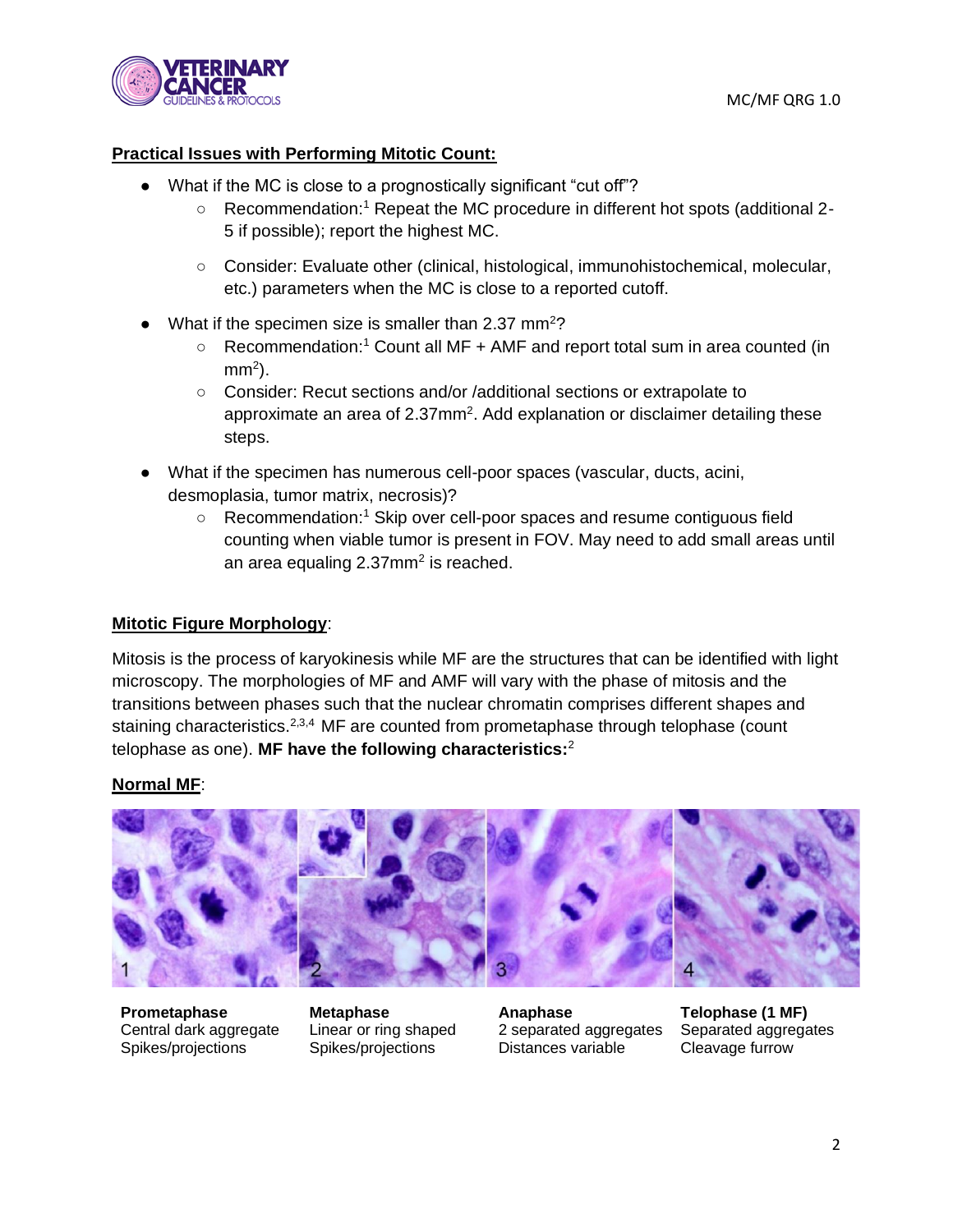## Practical Issues with Performing Mitotic Count:

- What if the MC is close to a prognostically significant "cut off"?
  - Recommendation:[1] Repeat the MC procedure in different hot spots (additional 2-5 if possible); report the highest MC.
  - Consider: Evaluate other (clinical, histological, immunohistochemical, molecular, etc.) parameters when the MC is close to a reported cutoff.
- What if the specimen size is smaller than 2.37 $mm^2$?
  - Recommendation:[1] Count all MF + AMF and report total sum in area counted (in $mm^2$).
  - Consider: Recut sections and/or /additional sections or extrapolate to approximate an area of 2.37$mm^2$. Add explanation or disclaimer detailing these steps.
- What if the specimen has numerous cell-poor spaces (vascular, ducts, acini, desmoplasia, tumor matrix, necrosis)?
  - Recommendation:[1] Skip over cell-poor spaces and resume contiguous field counting when viable tumor is present in FOV. May need to add small areas until an area equaling 2.37$mm^2$ is reached.

## Mitotic Figure Morphology:

Mitosis is the process of karyokinesis while MF are the structures that can be identified with light microscopy. The morphologies of MF and AMF will vary with the phase of mitosis and the transitions between phases such that the nuclear chromatin comprises different shapes and staining characteristics.[2,3,4] MF are counted from prometaphase through telophase (count telophase as one). **MF have the following characteristics:**[2]

## Normal MF:

| 1 | 2 | 3 | 4 |
|---|---|---|---|
| **Prometaphase** | **Metaphase** | **Anaphase** | **Telophase (1 MF)** |
| Central dark aggregate | Linear or ring shaped | 2 separated aggregates | Separated aggregates |
| Spikes/projections | Spikes/projections | Distances variable | Cleavage furrow |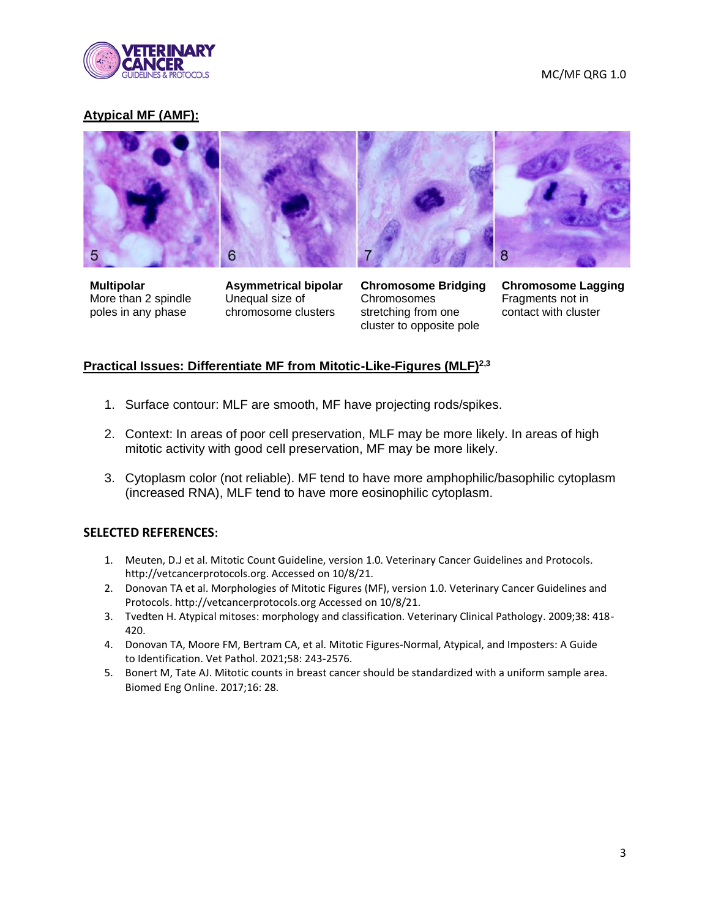## Atypical MF (AMF):

5 — **Multipolar**
More than 2 spindle poles in any phase

6 — **Asymmetrical bipolar**
Unequal size of chromosome clusters

7 — **Chromosome Bridging**
Chromosomes stretching from one cluster to opposite pole

8 — **Chromosome Lagging**
Fragments not in contact with cluster

## Practical Issues: Differentiate MF from Mitotic-Like-Figures (MLF)[2,3]

1. Surface contour: MLF are smooth, MF have projecting rods/spikes.
2. Context: In areas of poor cell preservation, MLF may be more likely. In areas of high mitotic activity with good cell preservation, MF may be more likely.
3. Cytoplasm color (not reliable). MF tend to have more amphophilic/basophilic cytoplasm (increased RNA), MLF tend to have more eosinophilic cytoplasm.

### SELECTED REFERENCES:

1. Meuten, D.J et al. Mitotic Count Guideline, version 1.0. Veterinary Cancer Guidelines and Protocols. http://vetcancerprotocols.org. Accessed on 10/8/21.
2. Donovan TA et al. Morphologies of Mitotic Figures (MF), version 1.0. Veterinary Cancer Guidelines and Protocols. http://vetcancerprotocols.org Accessed on 10/8/21.
3. Tvedten H. Atypical mitoses: morphology and classification. Veterinary Clinical Pathology. 2009;38: 418-420.
4. Donovan TA, Moore FM, Bertram CA, et al. Mitotic Figures-Normal, Atypical, and Imposters: A Guide to Identification. Vet Pathol. 2021;58: 243-2576.
5. Bonert M, Tate AJ. Mitotic counts in breast cancer should be standardized with a uniform sample area. Biomed Eng Online. 2017;16: 28.